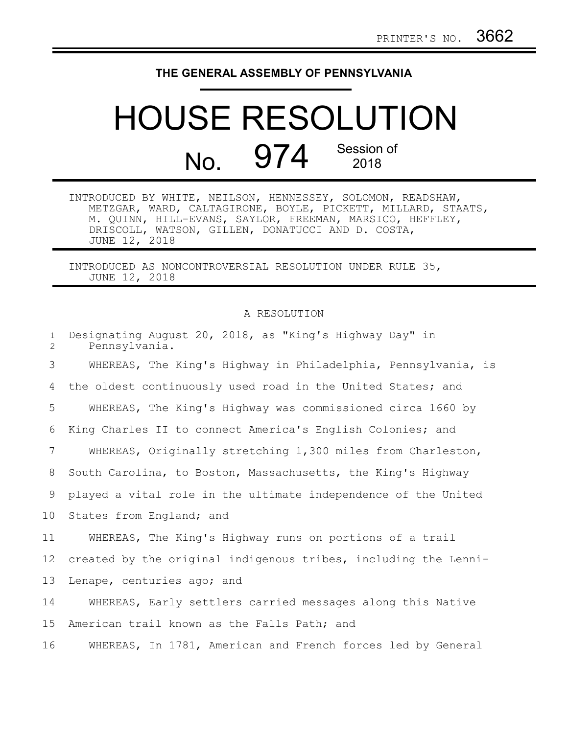PRINTER'S NO. 3662

**THE GENERAL ASSEMBLY OF PENNSYLVANIA**

# HOUSE RESOLUTION

## No. 974 Session of 2018

INTRODUCED BY WHITE, NEILSON, HENNESSEY, SOLOMON, READSHAW, METZGAR, WARD, CALTAGIRONE, BOYLE, PICKETT, MILLARD, STAATS, M. QUINN, HILL-EVANS, SAYLOR, FREEMAN, MARSICO, HEFFLEY, DRISCOLL, WATSON, GILLEN, DONATUCCI AND D. COSTA, JUNE 12, 2018

INTRODUCED AS NONCONTROVERSIAL RESOLUTION UNDER RULE 35, JUNE 12, 2018

A RESOLUTION

Designating August 20, 2018, as "King's Highway Day" in Pennsylvania.

WHEREAS, The King's Highway in Philadelphia, Pennsylvania, is the oldest continuously used road in the United States; and

WHEREAS, The King's Highway was commissioned circa 1660 by King Charles II to connect America's English Colonies; and

WHEREAS, Originally stretching 1,300 miles from Charleston, South Carolina, to Boston, Massachusetts, the King's Highway played a vital role in the ultimate independence of the United States from England; and

WHEREAS, The King's Highway runs on portions of a trail created by the original indigenous tribes, including the Lenni-Lenape, centuries ago; and

WHEREAS, Early settlers carried messages along this Native American trail known as the Falls Path; and

WHEREAS, In 1781, American and French forces led by General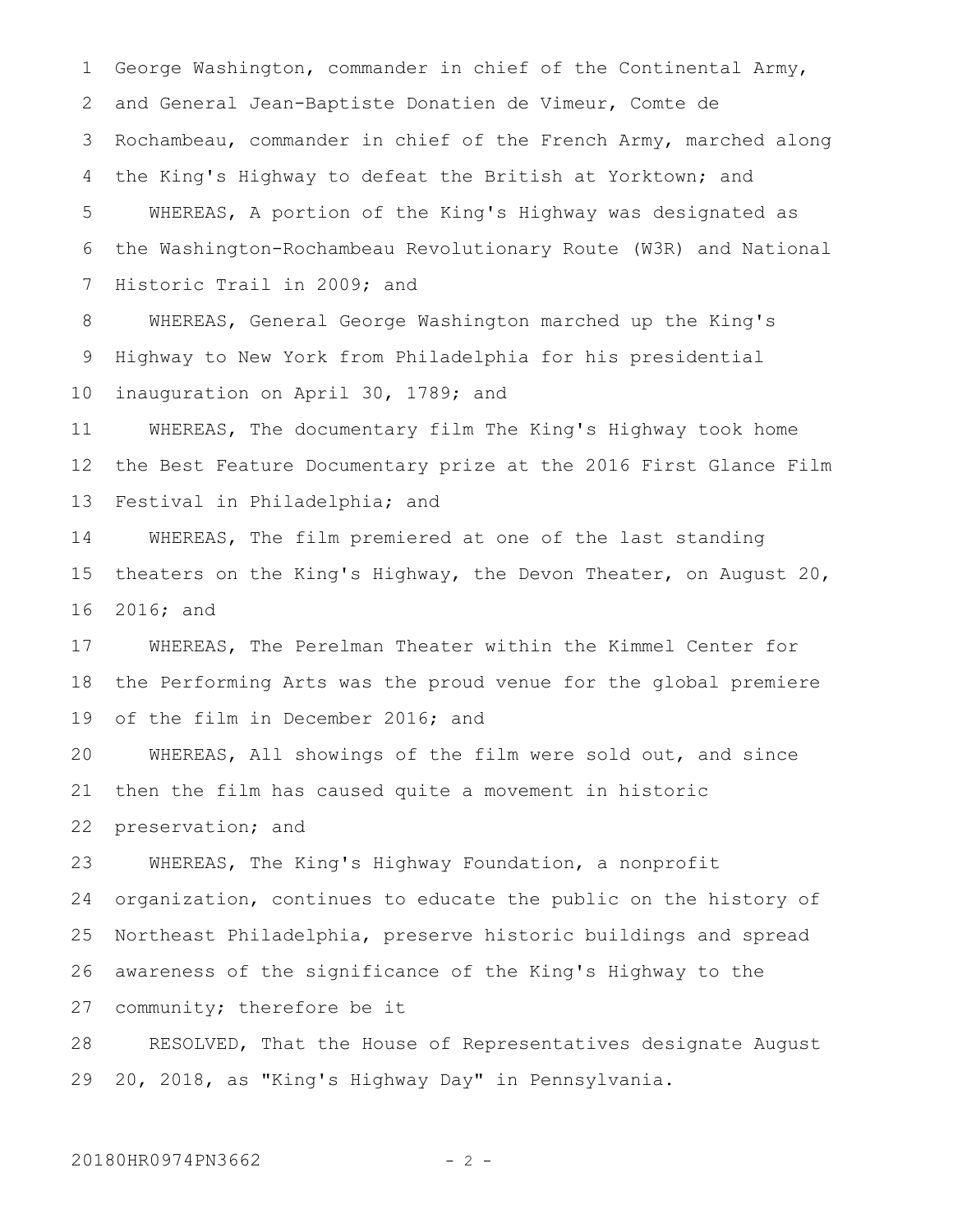George Washington, commander in chief of the Continental Army, and General Jean-Baptiste Donatien de Vimeur, Comte de Rochambeau, commander in chief of the French Army, marched along the King's Highway to defeat the British at Yorktown; and

WHEREAS, A portion of the King's Highway was designated as the Washington-Rochambeau Revolutionary Route (W3R) and National Historic Trail in 2009; and

WHEREAS, General George Washington marched up the King's Highway to New York from Philadelphia for his presidential inauguration on April 30, 1789; and

WHEREAS, The documentary film The King's Highway took home the Best Feature Documentary prize at the 2016 First Glance Film Festival in Philadelphia; and

WHEREAS, The film premiered at one of the last standing theaters on the King's Highway, the Devon Theater, on August 20, 2016; and

WHEREAS, The Perelman Theater within the Kimmel Center for the Performing Arts was the proud venue for the global premiere of the film in December 2016; and

WHEREAS, All showings of the film were sold out, and since then the film has caused quite a movement in historic preservation; and

WHEREAS, The King's Highway Foundation, a nonprofit organization, continues to educate the public on the history of Northeast Philadelphia, preserve historic buildings and spread awareness of the significance of the King's Highway to the community; therefore be it

RESOLVED, That the House of Representatives designate August 20, 2018, as "King's Highway Day" in Pennsylvania.